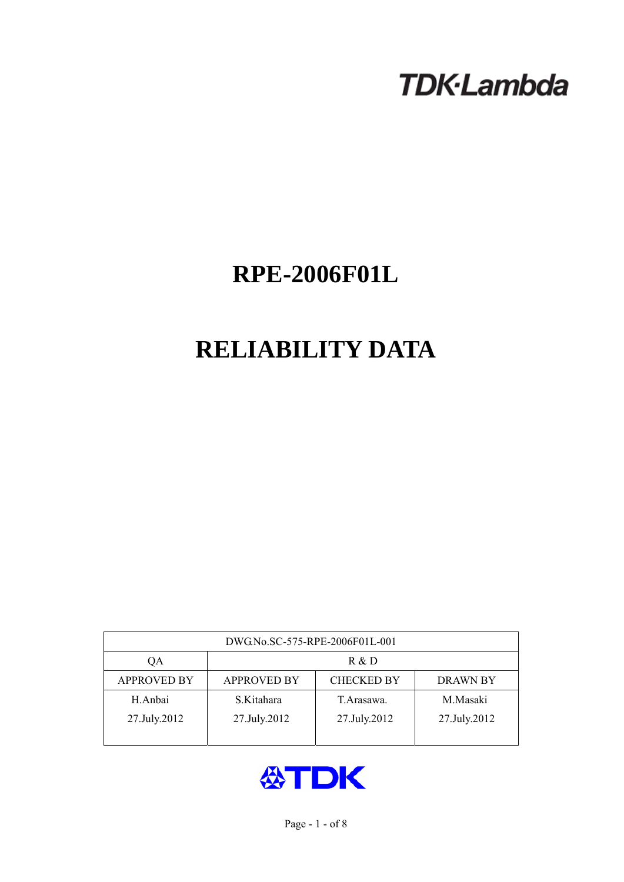TDK-Lambda

# RPE-2006F01L

# RELIABILITY DATA

| DWG.No.SC-575-RPE-2006F01L-001 | | | |
|---|---|---|---|
| QA | R & D | | |
| APPROVED BY | APPROVED BY | CHECKED BY | DRAWN BY |
| H.Anbai<br>27.July.2012 | S.Kitahara<br>27.July.2012 | T.Arasawa.<br>27.July.2012 | M.Masaki<br>27.July.2012 |

TDK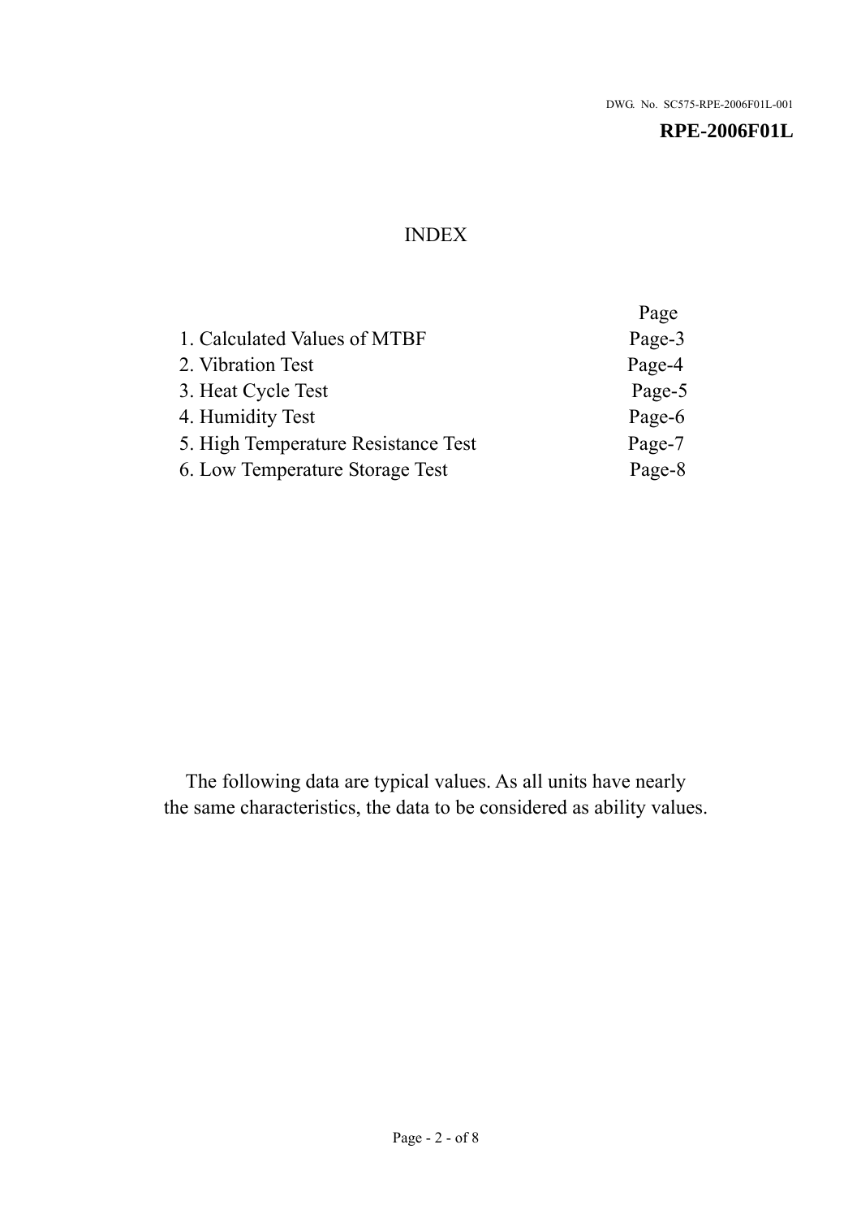DWG. No. SC575-RPE-2006F01L-001

**RPE-2006F01L**

# INDEX

| | Page |
|---|---|
| 1. Calculated Values of MTBF | Page-3 |
| 2. Vibration Test | Page-4 |
| 3. Heat Cycle Test | Page-5 |
| 4. Humidity Test | Page-6 |
| 5. High Temperature Resistance Test | Page-7 |
| 6. Low Temperature Storage Test | Page-8 |

The following data are typical values. As all units have nearly the same characteristics, the data to be considered as ability values.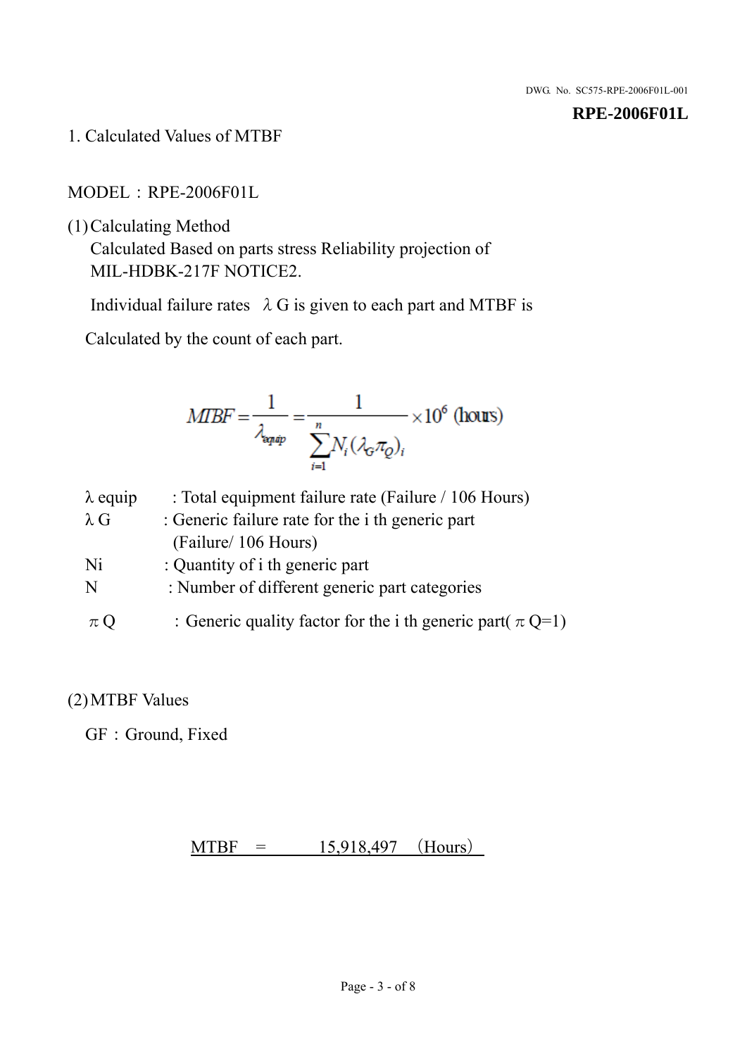**RPE-2006F01L**

1. Calculated Values of MTBF

MODEL：RPE-2006F01L

(1) Calculating Method

Calculated Based on parts stress Reliability projection of MIL-HDBK-217F NOTICE2.

Individual failure rates　λG is given to each part and MTBF is

Calculated by the count of each part.

$$MTBF = \frac{1}{\lambda_{equip}} = \frac{1}{\sum_{i=1}^{n} N_i (\lambda_G \pi_Q)_i} \times 10^6 \text{ (hours)}$$

| | |
|---|---|
| λ equip | : Total equipment failure rate (Failure / 106 Hours) |
| λ G | : Generic failure rate for the i th generic part (Failure/ 106 Hours) |
| Ni | : Quantity of i th generic part |
| N | : Number of different generic part categories |
| π Q | ：Generic quality factor for the i th generic part( π Q=1) |

(2) MTBF Values

GF：Ground, Fixed

MTBF　=　　　15,918,497　（Hours）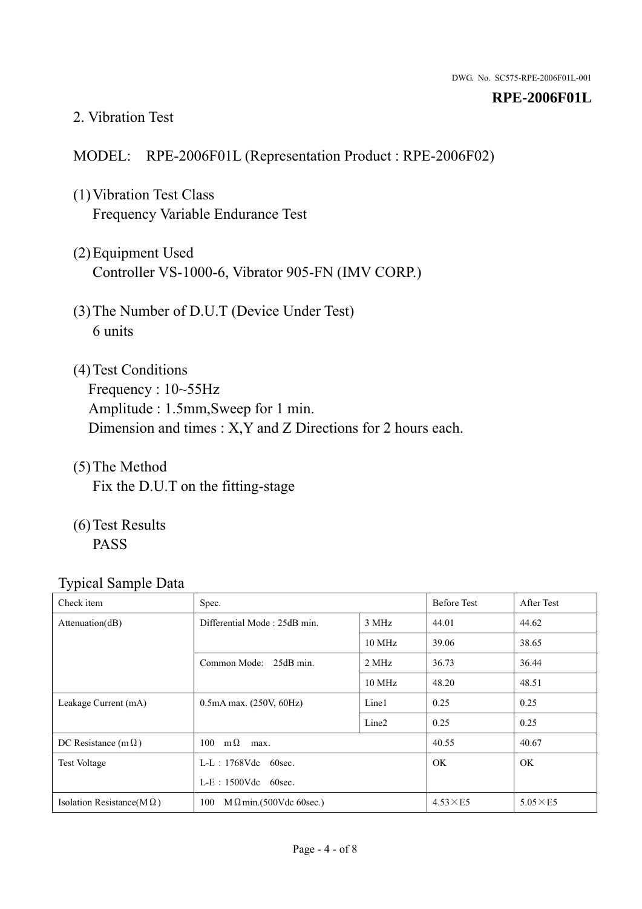DWG. No. SC575-RPE-2006F01L-001

**RPE-2006F01L**

## 2. Vibration Test

MODEL: RPE-2006F01L (Representation Product : RPE-2006F02)

(1) Vibration Test Class
Frequency Variable Endurance Test

(2) Equipment Used
Controller VS-1000-6, Vibrator 905-FN (IMV CORP.)

(3) The Number of D.U.T (Device Under Test)
6 units

(4) Test Conditions
Frequency : 10~55Hz
Amplitude : 1.5mm,Sweep for 1 min.
Dimension and times : X,Y and Z Directions for 2 hours each.

(5) The Method
Fix the D.U.T on the fitting-stage

(6) Test Results
PASS

Typical Sample Data

| Check item | Spec. | | Before Test | After Test |
|---|---|---|---|---|
| Attenuation(dB) | Differential Mode : 25dB min. | 3 MHz | 44.01 | 44.62 |
| | | 10 MHz | 39.06 | 38.65 |
| | Common Mode: 25dB min. | 2 MHz | 36.73 | 36.44 |
| | | 10 MHz | 48.20 | 48.51 |
| Leakage Current (mA) | 0.5mA max. (250V, 60Hz) | Line1 | 0.25 | 0.25 |
| | | Line2 | 0.25 | 0.25 |
| DC Resistance (mΩ) | 100 mΩ max. | | 40.55 | 40.67 |
| Test Voltage | L-L：1768Vdc 60sec.<br>L-E：1500Vdc 60sec. | | OK | OK |
| Isolation Resistance(MΩ) | 100 MΩmin.(500Vdc 60sec.) | | 4.53×E5 | 5.05×E5 |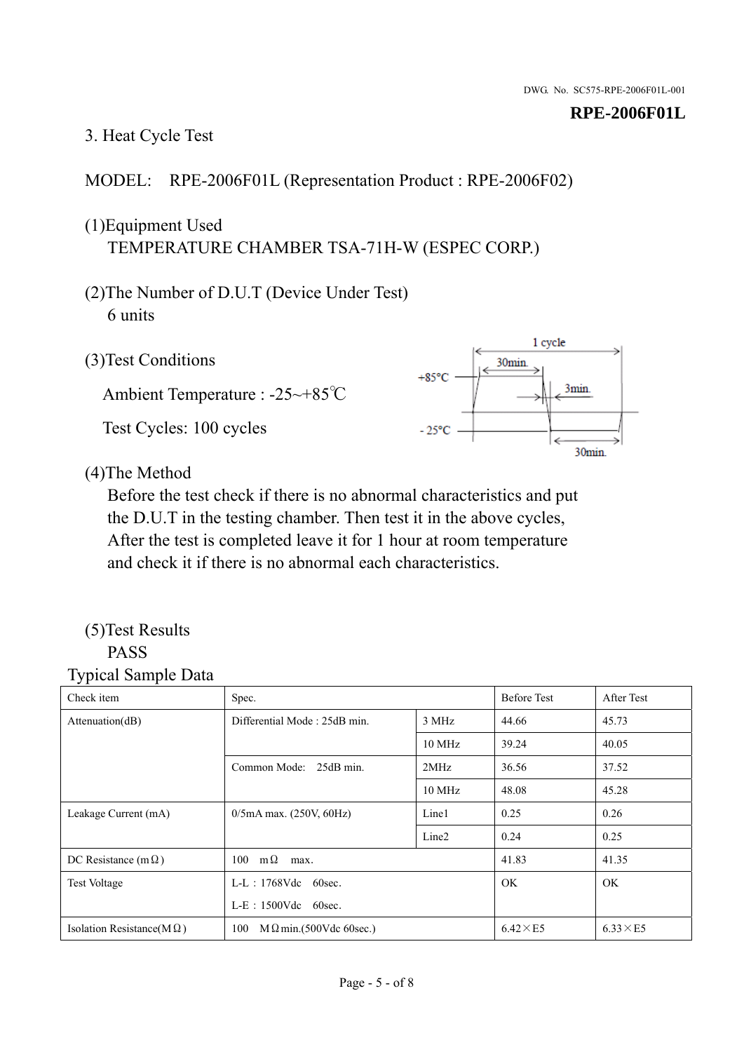## 3. Heat Cycle Test

MODEL:　RPE-2006F01L (Representation Product : RPE-2006F02)

(1)Equipment Used
TEMPERATURE CHAMBER TSA-71H-W (ESPEC CORP.)

(2)The Number of D.U.T (Device Under Test)
6 units

(3)Test Conditions

Ambient Temperature : -25~+85℃

Test Cycles: 100 cycles

(4)The Method
Before the test check if there is no abnormal characteristics and put the D.U.T in the testing chamber. Then test it in the above cycles, After the test is completed leave it for 1 hour at room temperature and check it if there is no abnormal each characteristics.

(5)Test Results
PASS

Typical Sample Data

| Check item | Spec. | | Before Test | After Test |
|---|---|---|---|---|
| Attenuation(dB) | Differential Mode : 25dB min. | 3 MHz | 44.66 | 45.73 |
| | | 10 MHz | 39.24 | 40.05 |
| | Common Mode:　25dB min. | 2MHz | 36.56 | 37.52 |
| | | 10 MHz | 48.08 | 45.28 |
| Leakage Current (mA) | 0/5mA max. (250V, 60Hz) | Line1 | 0.25 | 0.26 |
| | | Line2 | 0.24 | 0.25 |
| DC Resistance (mΩ) | 100　mΩ　max. | | 41.83 | 41.35 |
| Test Voltage | L-L：1768Vdc　60sec.<br>L-E：1500Vdc　60sec. | | OK | OK |
| Isolation Resistance(MΩ) | 100　MΩmin.(500Vdc 60sec.) | | 6.42×E5 | 6.33×E5 |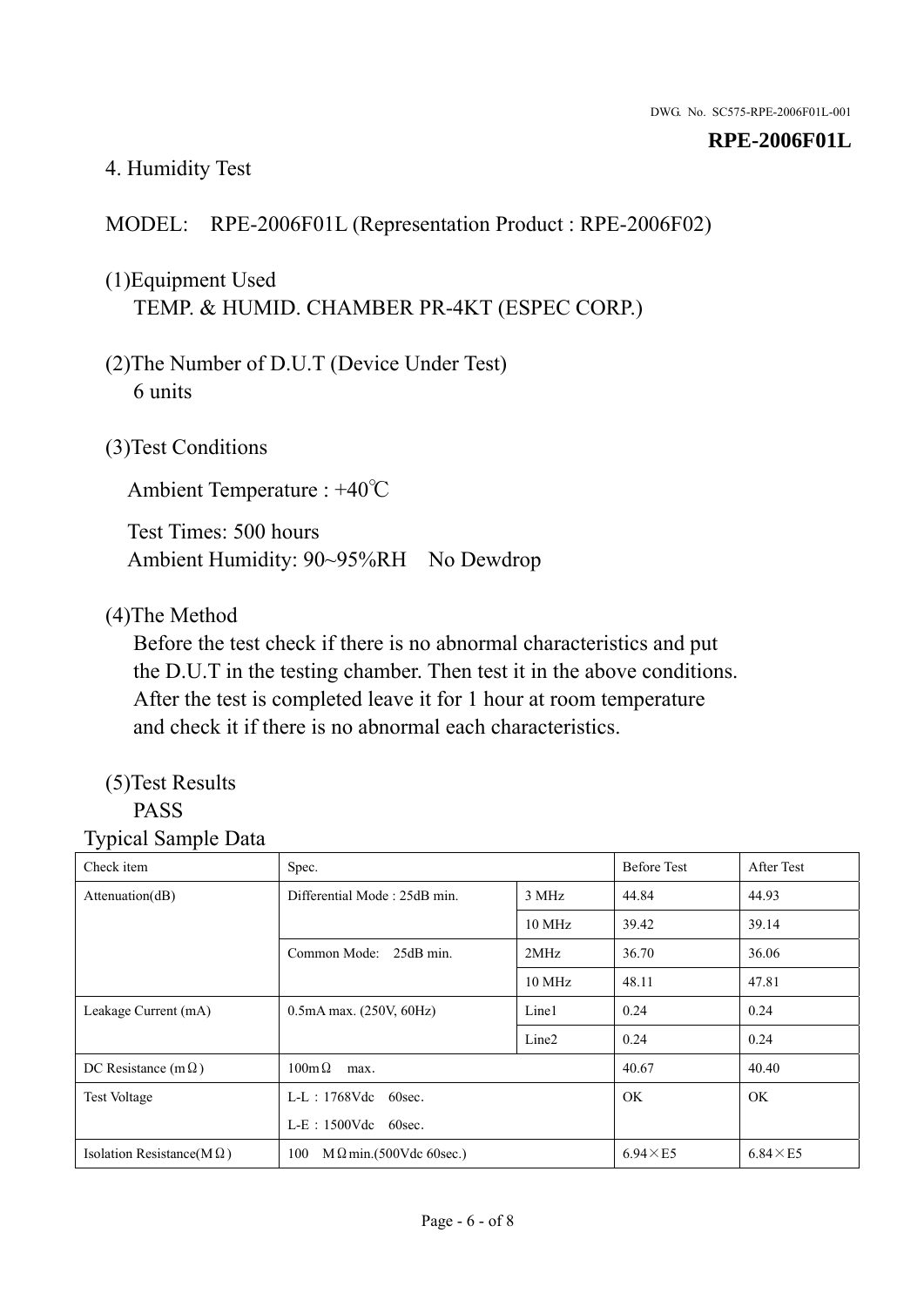## 4. Humidity Test

MODEL:  RPE-2006F01L (Representation Product : RPE-2006F02)

(1)Equipment Used
TEMP. & HUMID. CHAMBER PR-4KT (ESPEC CORP.)

(2)The Number of D.U.T (Device Under Test)
6 units

(3)Test Conditions

Ambient Temperature : +40℃

Test Times: 500 hours
Ambient Humidity: 90~95%RH  No Dewdrop

(4)The Method
Before the test check if there is no abnormal characteristics and put the D.U.T in the testing chamber. Then test it in the above conditions. After the test is completed leave it for 1 hour at room temperature and check it if there is no abnormal each characteristics.

(5)Test Results
PASS

Typical Sample Data

| Check item | Spec. | | Before Test | After Test |
|---|---|---|---|---|
| Attenuation(dB) | Differential Mode : 25dB min. | 3 MHz | 44.84 | 44.93 |
| | | 10 MHz | 39.42 | 39.14 |
| | Common Mode:  25dB min. | 2MHz | 36.70 | 36.06 |
| | | 10 MHz | 48.11 | 47.81 |
| Leakage Current (mA) | 0.5mA max. (250V, 60Hz) | Line1 | 0.24 | 0.24 |
| | | Line2 | 0.24 | 0.24 |
| DC Resistance (mΩ) | 100mΩ  max. | | 40.67 | 40.40 |
| Test Voltage | L-L：1768Vdc  60sec.<br>L-E：1500Vdc  60sec. | | OK | OK |
| Isolation Resistance(MΩ) | 100  MΩmin.(500Vdc 60sec.) | | 6.94×E5 | 6.84×E5 |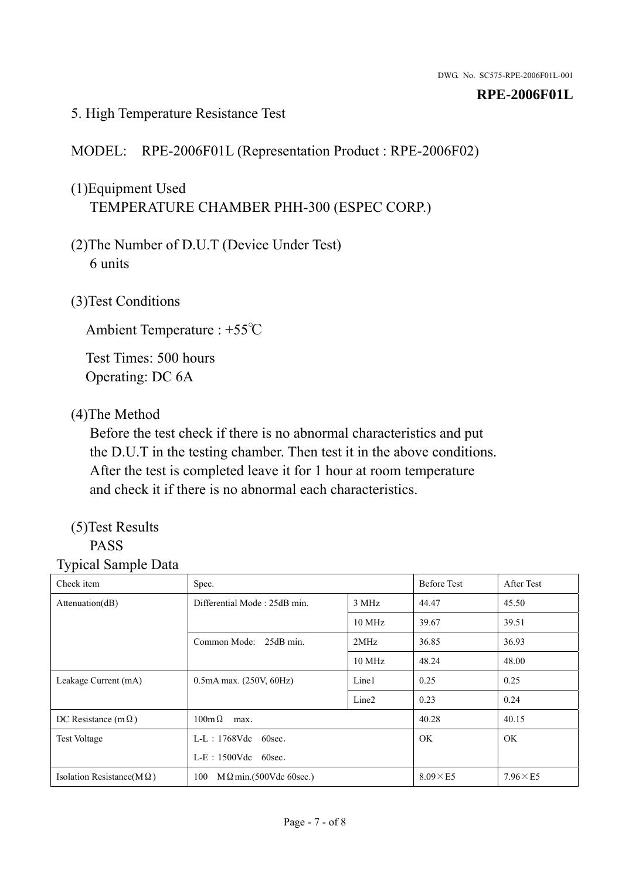DWG. No. SC575-RPE-2006F01L-001

**RPE-2006F01L**

5. High Temperature Resistance Test

MODEL: RPE-2006F01L (Representation Product : RPE-2006F02)

(1)Equipment Used
TEMPERATURE CHAMBER PHH-300 (ESPEC CORP.)

(2)The Number of D.U.T (Device Under Test)
6 units

(3)Test Conditions

Ambient Temperature : +55℃

Test Times: 500 hours
Operating: DC 6A

(4)The Method
Before the test check if there is no abnormal characteristics and put the D.U.T in the testing chamber. Then test it in the above conditions. After the test is completed leave it for 1 hour at room temperature and check it if there is no abnormal each characteristics.

(5)Test Results
PASS

Typical Sample Data

| Check item | Spec. | | Before Test | After Test |
|---|---|---|---|---|
| Attenuation(dB) | Differential Mode : 25dB min. | 3 MHz | 44.47 | 45.50 |
| | | 10 MHz | 39.67 | 39.51 |
| | Common Mode: 25dB min. | 2MHz | 36.85 | 36.93 |
| | | 10 MHz | 48.24 | 48.00 |
| Leakage Current (mA) | 0.5mA max. (250V, 60Hz) | Line1 | 0.25 | 0.25 |
| | | Line2 | 0.23 | 0.24 |
| DC Resistance (mΩ) | 100mΩ max. | | 40.28 | 40.15 |
| Test Voltage | L-L：1768Vdc 60sec.<br>L-E：1500Vdc 60sec. | | OK | OK |
| Isolation Resistance(MΩ) | 100 MΩmin.(500Vdc 60sec.) | | 8.09×E5 | 7.96×E5 |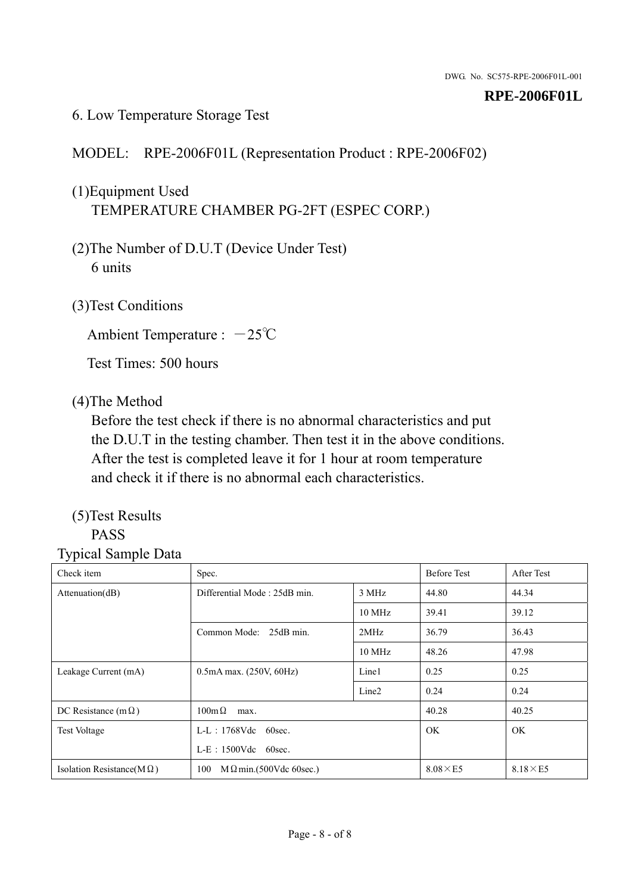6. Low Temperature Storage Test

MODEL: RPE-2006F01L (Representation Product : RPE-2006F02)

(1)Equipment Used
TEMPERATURE CHAMBER PG-2FT (ESPEC CORP.)

(2)The Number of D.U.T (Device Under Test)
6 units

(3)Test Conditions

Ambient Temperature : －25℃

Test Times: 500 hours

(4)The Method
Before the test check if there is no abnormal characteristics and put the D.U.T in the testing chamber. Then test it in the above conditions. After the test is completed leave it for 1 hour at room temperature and check it if there is no abnormal each characteristics.

(5)Test Results
PASS

Typical Sample Data

| Check item | Spec. | | Before Test | After Test |
|---|---|---|---|---|
| Attenuation(dB) | Differential Mode : 25dB min. | 3 MHz | 44.80 | 44.34 |
| | | 10 MHz | 39.41 | 39.12 |
| | Common Mode: 25dB min. | 2MHz | 36.79 | 36.43 |
| | | 10 MHz | 48.26 | 47.98 |
| Leakage Current (mA) | 0.5mA max. (250V, 60Hz) | Line1 | 0.25 | 0.25 |
| | | Line2 | 0.24 | 0.24 |
| DC Resistance (mΩ) | 100mΩ max. | | 40.28 | 40.25 |
| Test Voltage | L-L：1768Vdc 60sec.<br>L-E：1500Vdc 60sec. | | OK | OK |
| Isolation Resistance(MΩ) | 100 MΩmin.(500Vdc 60sec.) | | 8.08×E5 | 8.18×E5 |